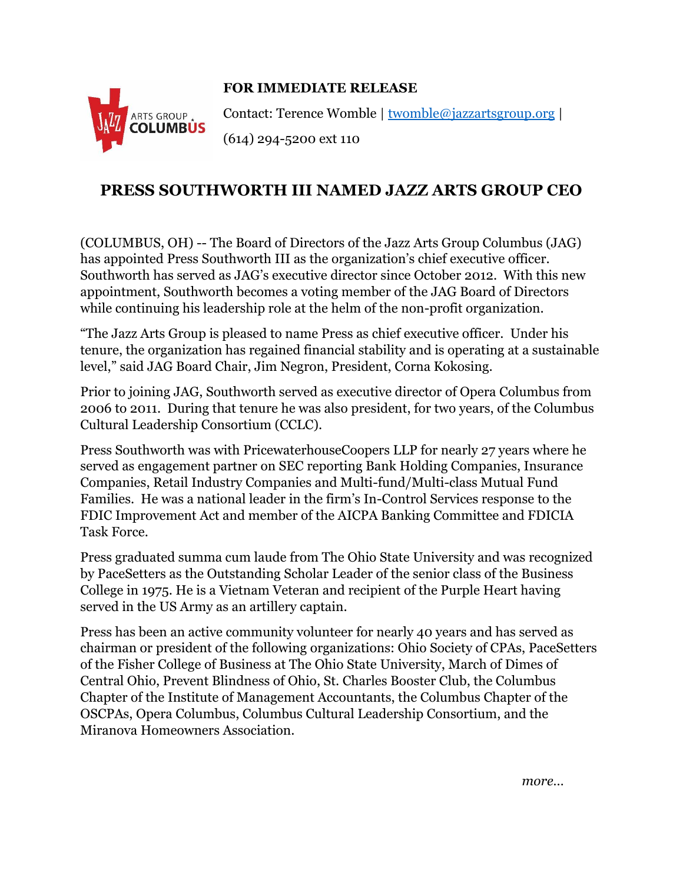**FOR IMMEDIATE RELEASE**

Contact: Terence Womble | twomble@jazzartsgroup.org |

(614) 294-5200 ext 110

# PRESS SOUTHWORTH III NAMED JAZZ ARTS GROUP CEO

(COLUMBUS, OH) -- The Board of Directors of the Jazz Arts Group Columbus (JAG) has appointed Press Southworth III as the organization's chief executive officer. Southworth has served as JAG's executive director since October 2012. With this new appointment, Southworth becomes a voting member of the JAG Board of Directors while continuing his leadership role at the helm of the non-profit organization.

"The Jazz Arts Group is pleased to name Press as chief executive officer. Under his tenure, the organization has regained financial stability and is operating at a sustainable level," said JAG Board Chair, Jim Negron, President, Corna Kokosing.

Prior to joining JAG, Southworth served as executive director of Opera Columbus from 2006 to 2011. During that tenure he was also president, for two years, of the Columbus Cultural Leadership Consortium (CCLC).

Press Southworth was with PricewaterhouseCoopers LLP for nearly 27 years where he served as engagement partner on SEC reporting Bank Holding Companies, Insurance Companies, Retail Industry Companies and Multi-fund/Multi-class Mutual Fund Families. He was a national leader in the firm's In-Control Services response to the FDIC Improvement Act and member of the AICPA Banking Committee and FDICIA Task Force.

Press graduated summa cum laude from The Ohio State University and was recognized by PaceSetters as the Outstanding Scholar Leader of the senior class of the Business College in 1975. He is a Vietnam Veteran and recipient of the Purple Heart having served in the US Army as an artillery captain.

Press has been an active community volunteer for nearly 40 years and has served as chairman or president of the following organizations: Ohio Society of CPAs, PaceSetters of the Fisher College of Business at The Ohio State University, March of Dimes of Central Ohio, Prevent Blindness of Ohio, St. Charles Booster Club, the Columbus Chapter of the Institute of Management Accountants, the Columbus Chapter of the OSCPAs, Opera Columbus, Columbus Cultural Leadership Consortium, and the Miranova Homeowners Association.

*more...*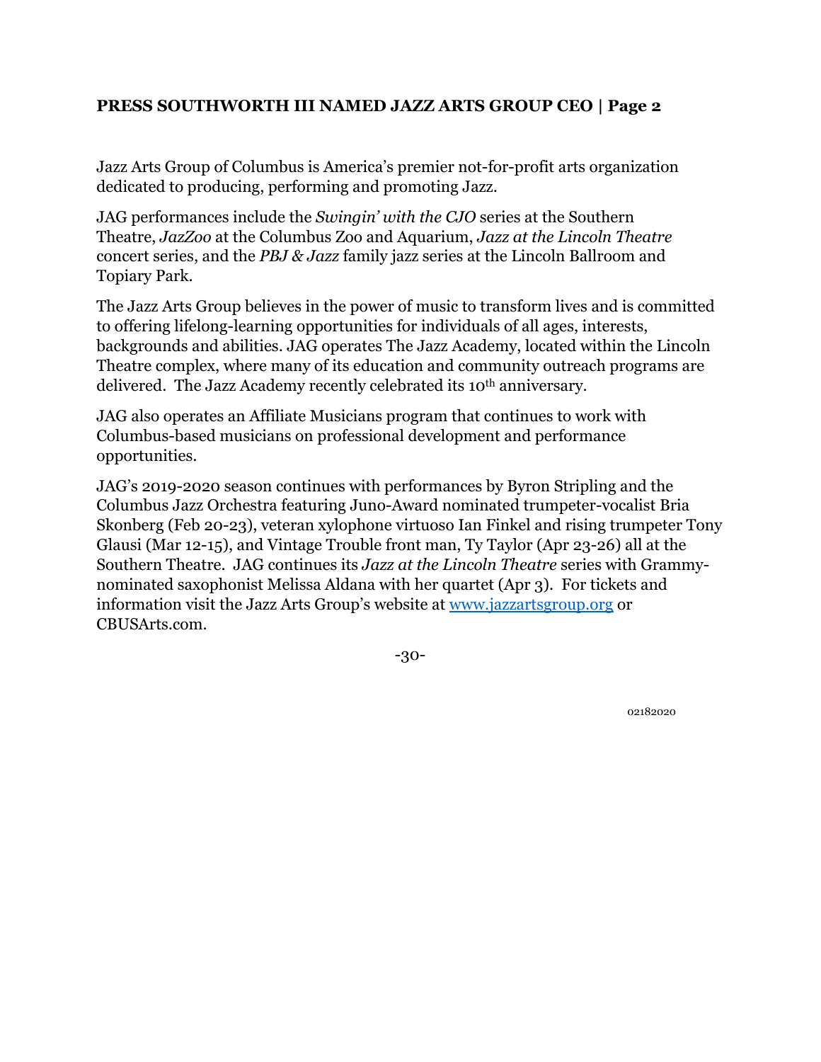Jazz Arts Group of Columbus is America's premier not-for-profit arts organization dedicated to producing, performing and promoting Jazz.

JAG performances include the *Swingin' with the CJO* series at the Southern Theatre, *JazzZoo* at the Columbus Zoo and Aquarium, *Jazz at the Lincoln Theatre* concert series, and the *PBJ & Jazz* family jazz series at the Lincoln Ballroom and Topiary Park.

The Jazz Arts Group believes in the power of music to transform lives and is committed to offering lifelong-learning opportunities for individuals of all ages, interests, backgrounds and abilities. JAG operates The Jazz Academy, located within the Lincoln Theatre complex, where many of its education and community outreach programs are delivered. The Jazz Academy recently celebrated its 10th anniversary.

JAG also operates an Affiliate Musicians program that continues to work with Columbus-based musicians on professional development and performance opportunities.

JAG's 2019-2020 season continues with performances by Byron Stripling and the Columbus Jazz Orchestra featuring Juno-Award nominated trumpeter-vocalist Bria Skonberg (Feb 20-23), veteran xylophone virtuoso Ian Finkel and rising trumpeter Tony Glausi (Mar 12-15), and Vintage Trouble front man, Ty Taylor (Apr 23-26) all at the Southern Theatre. JAG continues its *Jazz at the Lincoln Theatre* series with Grammy-nominated saxophonist Melissa Aldana with her quartet (Apr 3). For tickets and information visit the Jazz Arts Group's website at www.jazzartsgroup.org or CBUSArts.com.

-30-

02182020